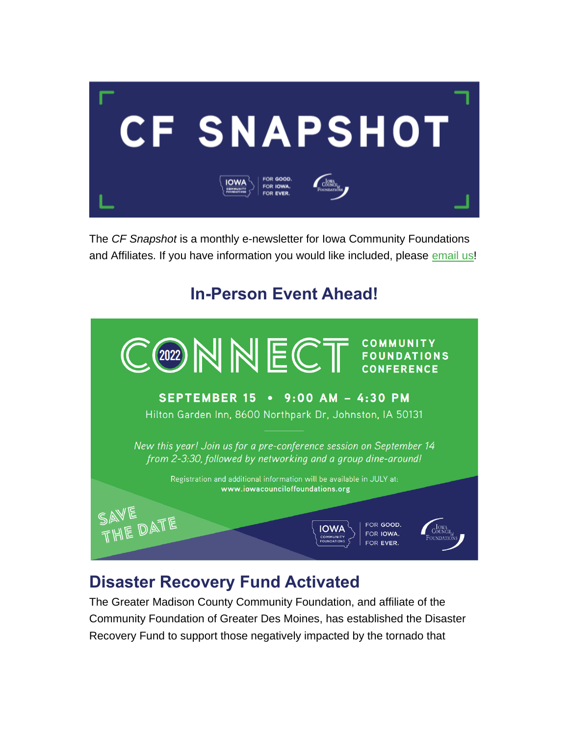# CF SNAPSHOT

IOWA COMMUNITY FOUNDATIONS | FOR GOOD. FOR IOWA. FOR EVER. | Iowa Council of Foundations

The *CF Snapshot* is a monthly e-newsletter for Iowa Community Foundations and Affiliates. If you have information you would like included, please email us!

## In-Person Event Ahead!

**CONNECT 2022 COMMUNITY FOUNDATIONS CONFERENCE**

**SEPTEMBER 15 • 9:00 AM – 4:30 PM**

Hilton Garden Inn, 8600 Northpark Dr, Johnston, IA 50131

*New this year! Join us for a pre-conference session on September 14 from 2-3:30, followed by networking and a group dine-around!*

Registration and additional information will be available in JULY at:
**www.iowacounciloffoundations.org**

SAVE THE DATE

IOWA COMMUNITY FOUNDATIONS | FOR GOOD. FOR IOWA. FOR EVER. | Iowa Council of Foundations

## Disaster Recovery Fund Activated

The Greater Madison County Community Foundation, and affiliate of the Community Foundation of Greater Des Moines, has established the Disaster Recovery Fund to support those negatively impacted by the tornado that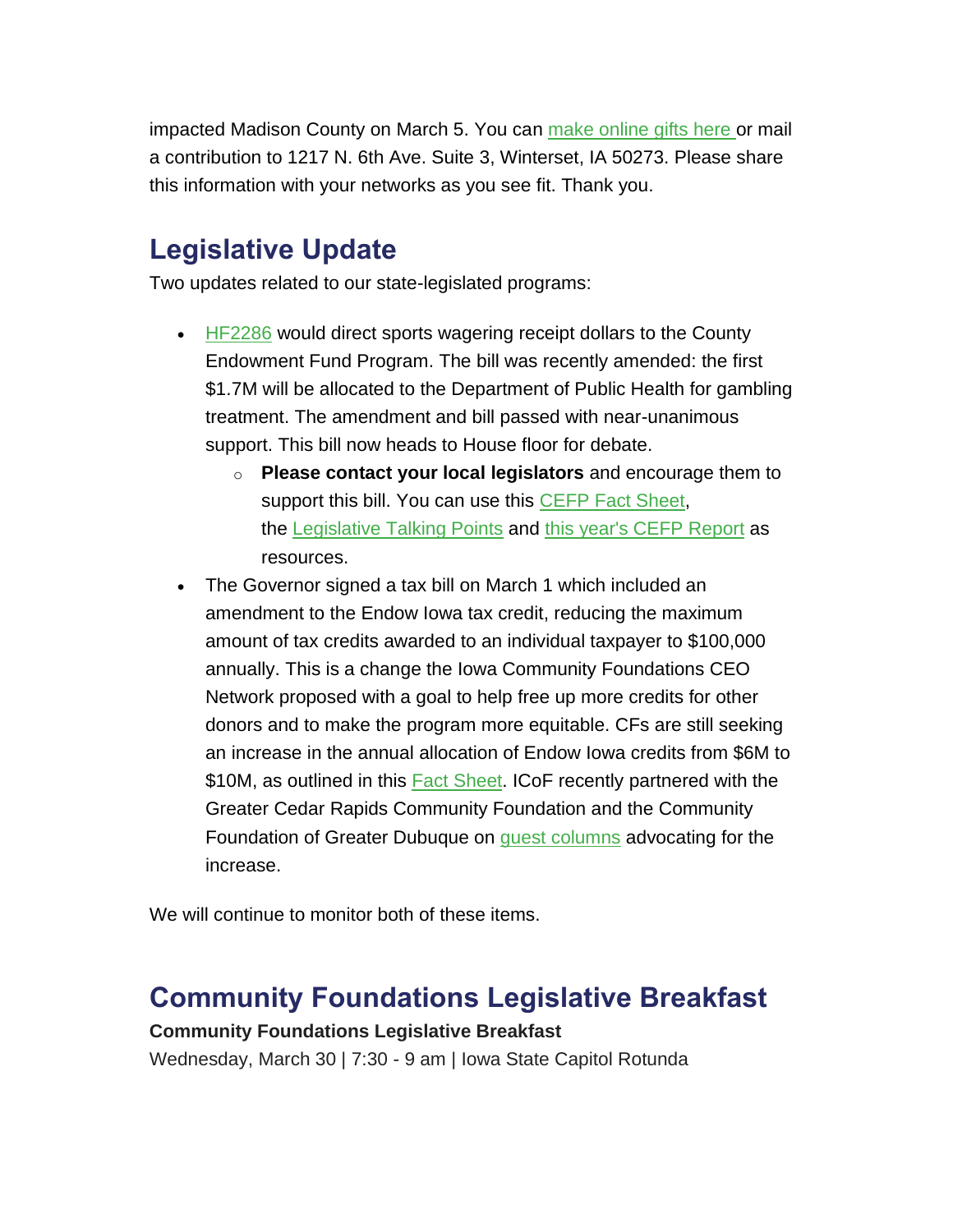impacted Madison County on March 5. You can make online gifts here or mail a contribution to 1217 N. 6th Ave. Suite 3, Winterset, IA 50273. Please share this information with your networks as you see fit. Thank you.

## Legislative Update

Two updates related to our state-legislated programs:

- HF2286 would direct sports wagering receipt dollars to the County Endowment Fund Program. The bill was recently amended: the first $1.7M will be allocated to the Department of Public Health for gambling treatment. The amendment and bill passed with near-unanimous support. This bill now heads to House floor for debate.
  - **Please contact your local legislators** and encourage them to support this bill. You can use this CEFP Fact Sheet, the Legislative Talking Points and this year's CEFP Report as resources.
- The Governor signed a tax bill on March 1 which included an amendment to the Endow Iowa tax credit, reducing the maximum amount of tax credits awarded to an individual taxpayer to $100,000 annually. This is a change the Iowa Community Foundations CEO Network proposed with a goal to help free up more credits for other donors and to make the program more equitable. CFs are still seeking an increase in the annual allocation of Endow Iowa credits from $6M to $10M, as outlined in this Fact Sheet. ICoF recently partnered with the Greater Cedar Rapids Community Foundation and the Community Foundation of Greater Dubuque on guest columns advocating for the increase.

We will continue to monitor both of these items.

## Community Foundations Legislative Breakfast

**Community Foundations Legislative Breakfast**

Wednesday, March 30 | 7:30 - 9 am | Iowa State Capitol Rotunda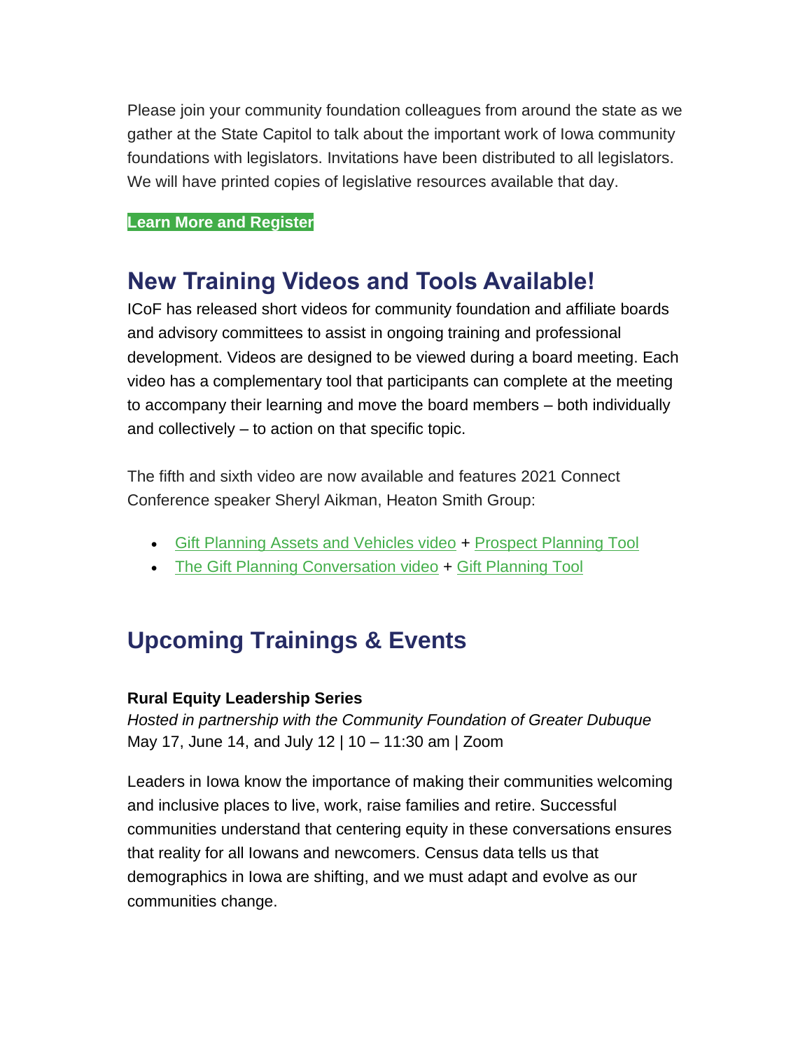Please join your community foundation colleagues from around the state as we gather at the State Capitol to talk about the important work of Iowa community foundations with legislators. Invitations have been distributed to all legislators. We will have printed copies of legislative resources available that day.

**Learn More and Register**

## New Training Videos and Tools Available!

ICoF has released short videos for community foundation and affiliate boards and advisory committees to assist in ongoing training and professional development. Videos are designed to be viewed during a board meeting. Each video has a complementary tool that participants can complete at the meeting to accompany their learning and move the board members – both individually and collectively – to action on that specific topic.

The fifth and sixth video are now available and features 2021 Connect Conference speaker Sheryl Aikman, Heaton Smith Group:

- Gift Planning Assets and Vehicles video + Prospect Planning Tool
- The Gift Planning Conversation video + Gift Planning Tool

## Upcoming Trainings & Events

**Rural Equity Leadership Series**
*Hosted in partnership with the Community Foundation of Greater Dubuque*
May 17, June 14, and July 12 | 10 – 11:30 am | Zoom

Leaders in Iowa know the importance of making their communities welcoming and inclusive places to live, work, raise families and retire. Successful communities understand that centering equity in these conversations ensures that reality for all Iowans and newcomers. Census data tells us that demographics in Iowa are shifting, and we must adapt and evolve as our communities change.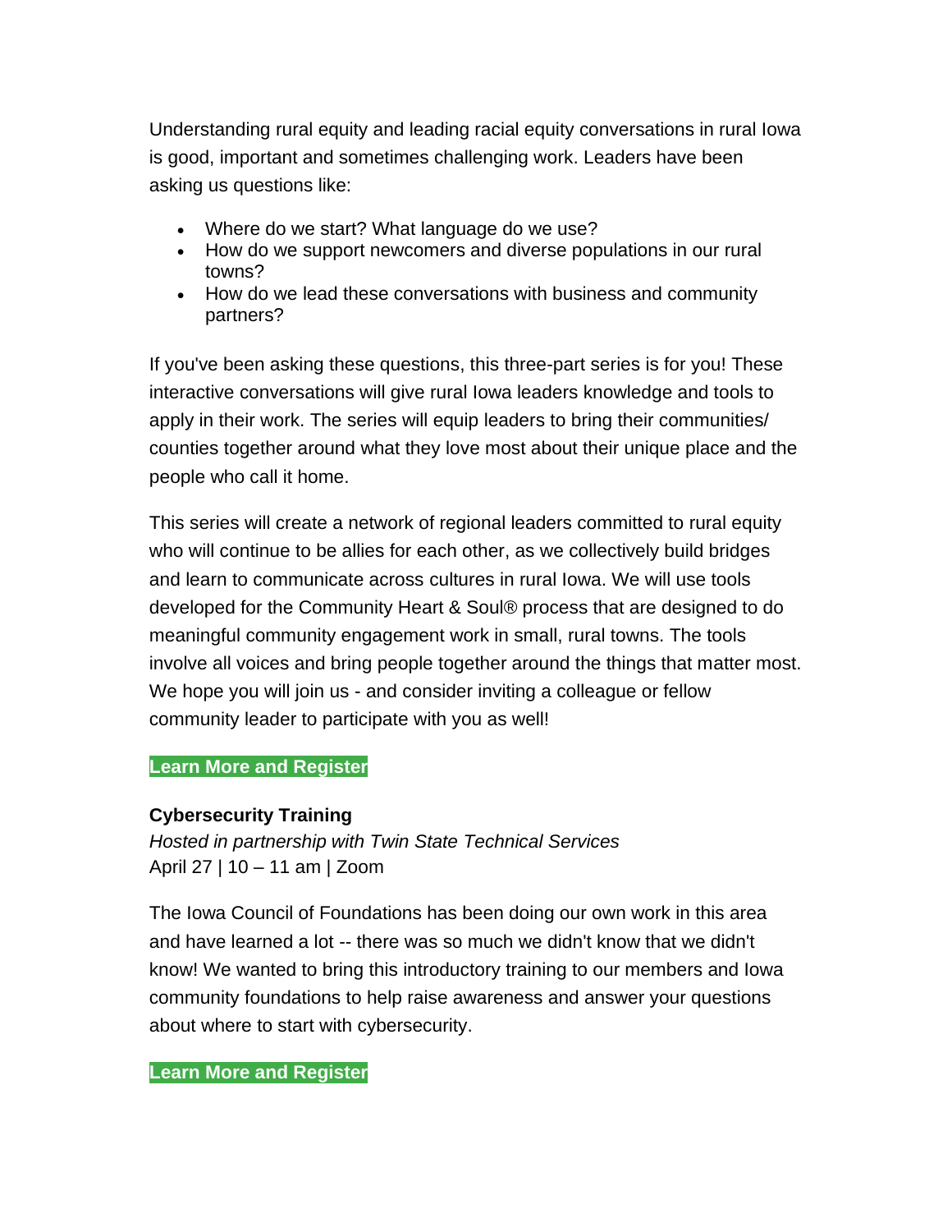Understanding rural equity and leading racial equity conversations in rural Iowa is good, important and sometimes challenging work. Leaders have been asking us questions like:

- Where do we start? What language do we use?
- How do we support newcomers and diverse populations in our rural towns?
- How do we lead these conversations with business and community partners?

If you've been asking these questions, this three-part series is for you! These interactive conversations will give rural Iowa leaders knowledge and tools to apply in their work. The series will equip leaders to bring their communities/ counties together around what they love most about their unique place and the people who call it home.

This series will create a network of regional leaders committed to rural equity who will continue to be allies for each other, as we collectively build bridges and learn to communicate across cultures in rural Iowa. We will use tools developed for the Community Heart & Soul® process that are designed to do meaningful community engagement work in small, rural towns. The tools involve all voices and bring people together around the things that matter most. We hope you will join us - and consider inviting a colleague or fellow community leader to participate with you as well!

**Learn More and Register**

**Cybersecurity Training**

*Hosted in partnership with Twin State Technical Services*

April 27 | 10 – 11 am | Zoom

The Iowa Council of Foundations has been doing our own work in this area and have learned a lot -- there was so much we didn't know that we didn't know! We wanted to bring this introductory training to our members and Iowa community foundations to help raise awareness and answer your questions about where to start with cybersecurity.

**Learn More and Register**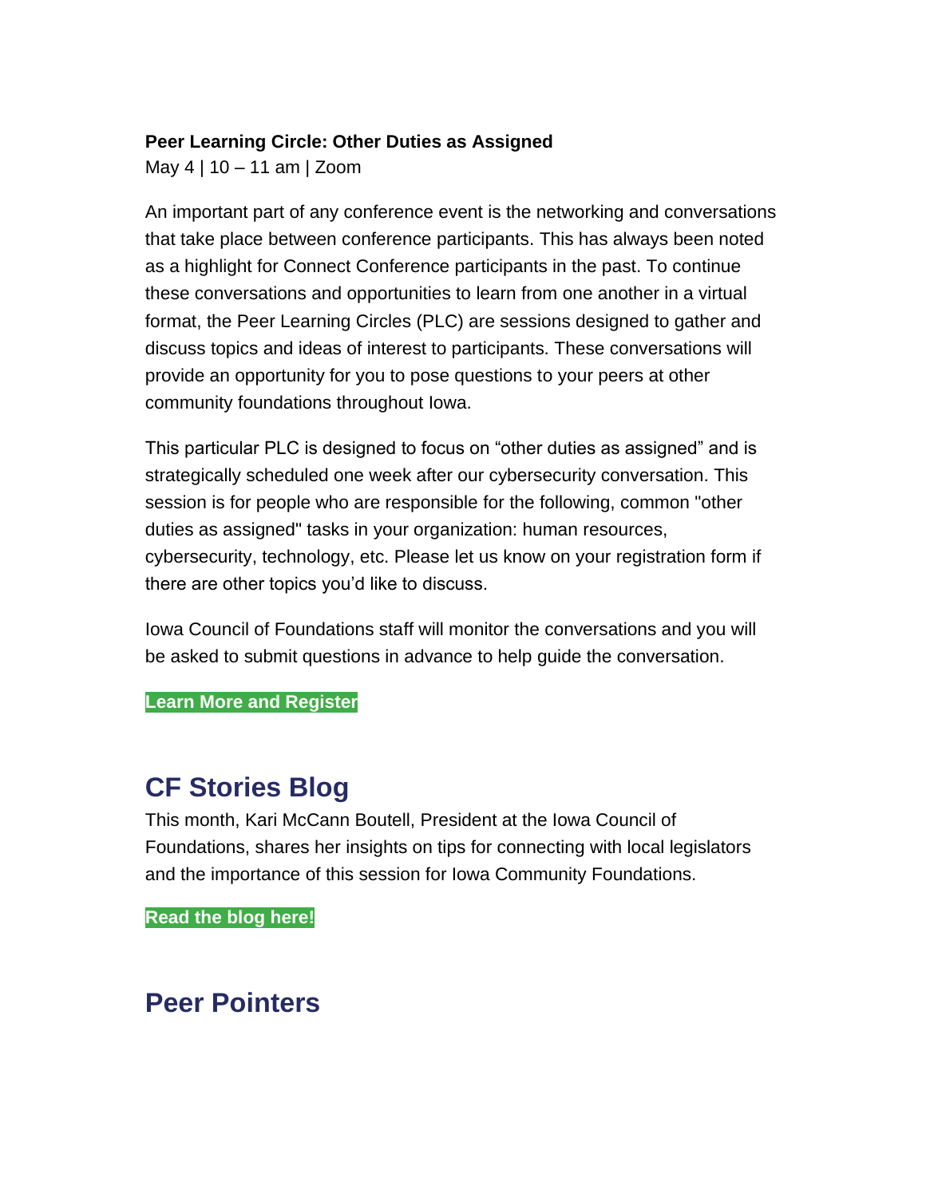**Peer Learning Circle: Other Duties as Assigned**
May 4 | 10 – 11 am | Zoom

An important part of any conference event is the networking and conversations that take place between conference participants. This has always been noted as a highlight for Connect Conference participants in the past. To continue these conversations and opportunities to learn from one another in a virtual format, the Peer Learning Circles (PLC) are sessions designed to gather and discuss topics and ideas of interest to participants. These conversations will provide an opportunity for you to pose questions to your peers at other community foundations throughout Iowa.

This particular PLC is designed to focus on “other duties as assigned” and is strategically scheduled one week after our cybersecurity conversation. This session is for people who are responsible for the following, common "other duties as assigned" tasks in your organization: human resources, cybersecurity, technology, etc. Please let us know on your registration form if there are other topics you’d like to discuss.

Iowa Council of Foundations staff will monitor the conversations and you will be asked to submit questions in advance to help guide the conversation.

**Learn More and Register**

## CF Stories Blog

This month, Kari McCann Boutell, President at the Iowa Council of Foundations, shares her insights on tips for connecting with local legislators and the importance of this session for Iowa Community Foundations.

**Read the blog here!**

## Peer Pointers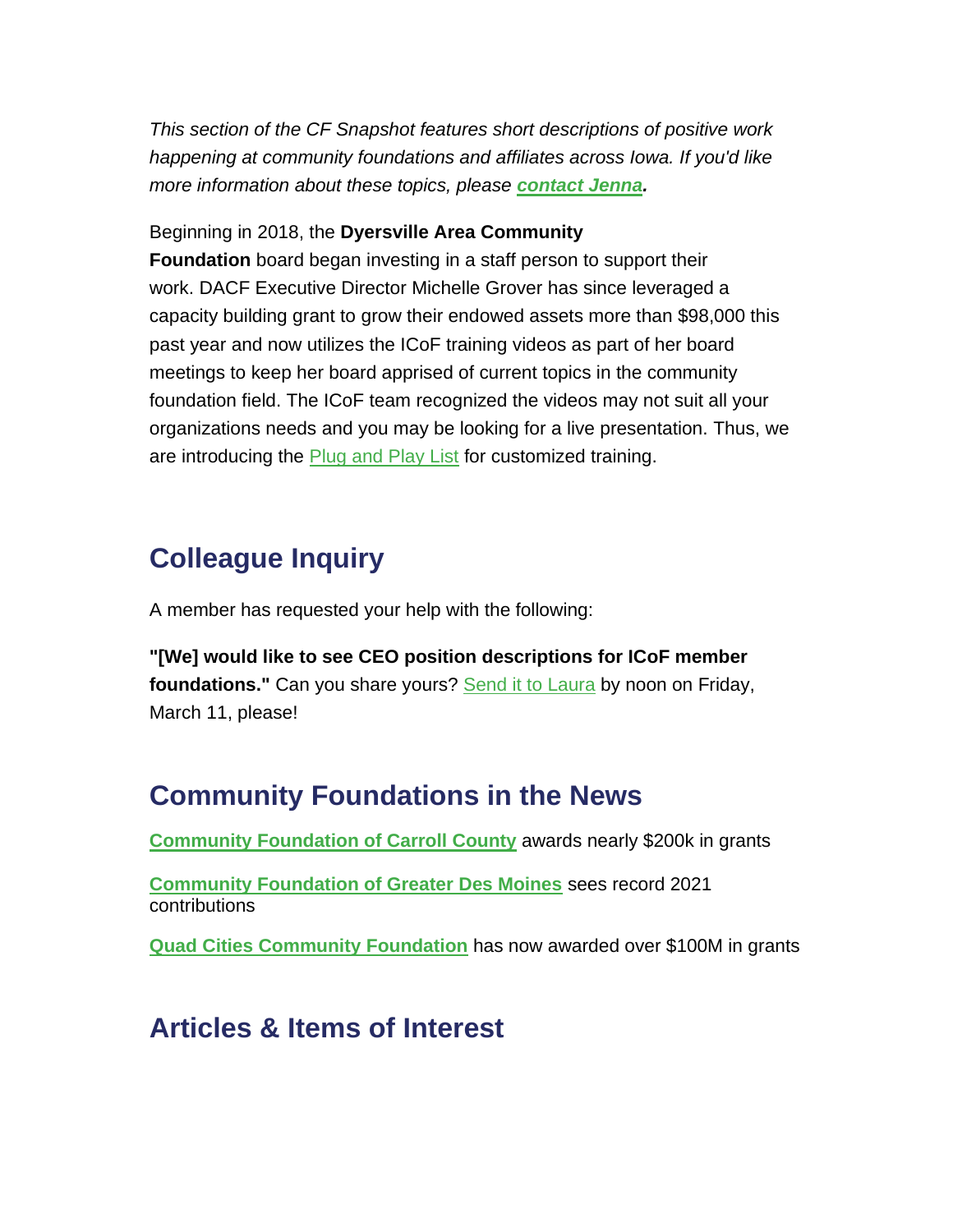*This section of the CF Snapshot features short descriptions of positive work happening at community foundations and affiliates across Iowa. If you'd like more information about these topics, please **contact Jenna**.*

Beginning in 2018, the **Dyersville Area Community Foundation** board began investing in a staff person to support their work. DACF Executive Director Michelle Grover has since leveraged a capacity building grant to grow their endowed assets more than $98,000 this past year and now utilizes the ICoF training videos as part of her board meetings to keep her board apprised of current topics in the community foundation field. The ICoF team recognized the videos may not suit all your organizations needs and you may be looking for a live presentation. Thus, we are introducing the Plug and Play List for customized training.

## Colleague Inquiry

A member has requested your help with the following:

**"[We] would like to see CEO position descriptions for ICoF member foundations."** Can you share yours? Send it to Laura by noon on Friday, March 11, please!

## Community Foundations in the News

**Community Foundation of Carroll County** awards nearly $200k in grants

**Community Foundation of Greater Des Moines** sees record 2021 contributions

**Quad Cities Community Foundation** has now awarded over $100M in grants

## Articles & Items of Interest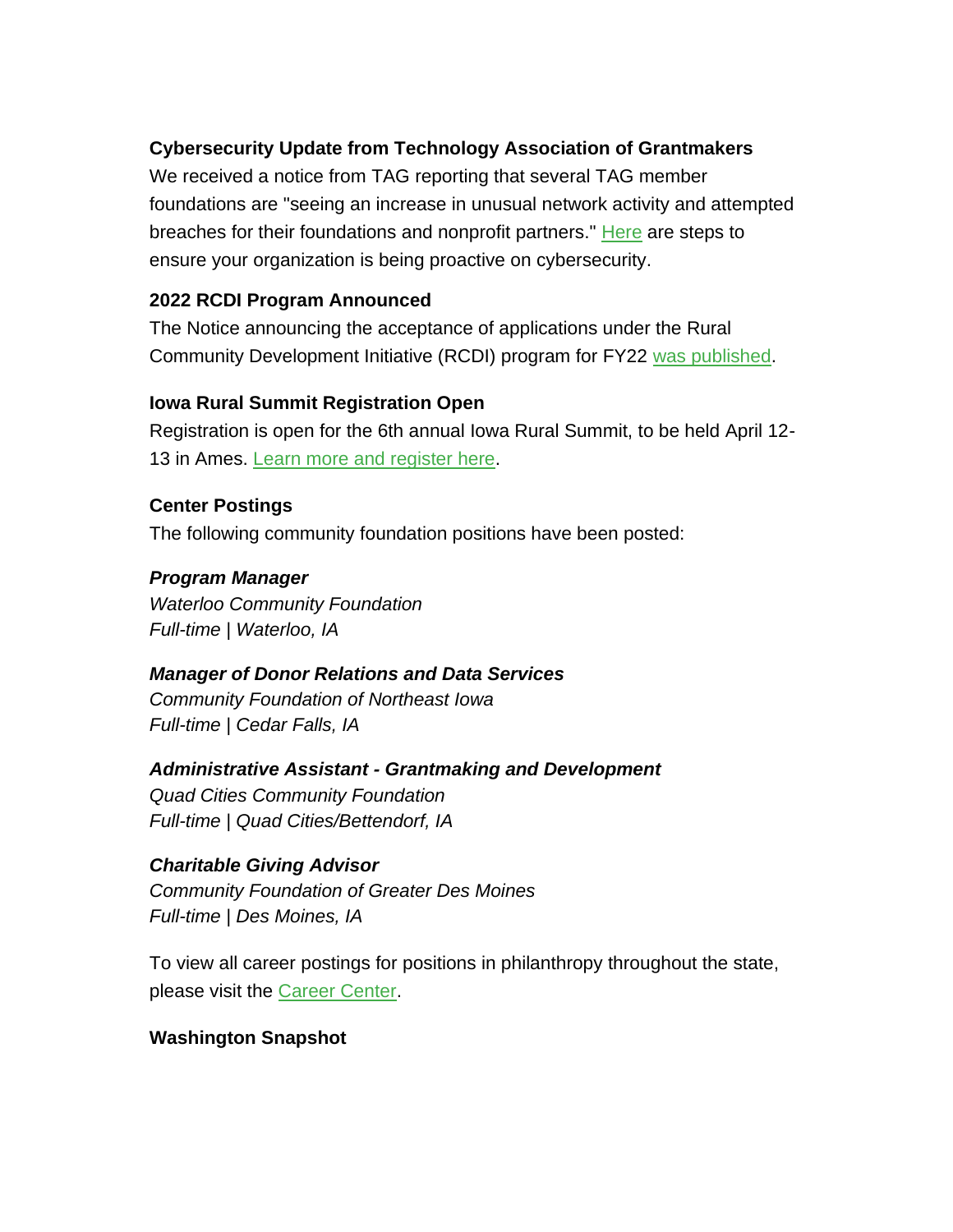**Cybersecurity Update from Technology Association of Grantmakers**

We received a notice from TAG reporting that several TAG member foundations are "seeing an increase in unusual network activity and attempted breaches for their foundations and nonprofit partners." Here are steps to ensure your organization is being proactive on cybersecurity.

**2022 RCDI Program Announced**

The Notice announcing the acceptance of applications under the Rural Community Development Initiative (RCDI) program for FY22 was published.

**Iowa Rural Summit Registration Open**

Registration is open for the 6th annual Iowa Rural Summit, to be held April 12-13 in Ames. Learn more and register here.

**Center Postings**

The following community foundation positions have been posted:

***Program Manager***
*Waterloo Community Foundation*
*Full-time | Waterloo, IA*

***Manager of Donor Relations and Data Services***
*Community Foundation of Northeast Iowa*
*Full-time | Cedar Falls, IA*

***Administrative Assistant - Grantmaking and Development***
*Quad Cities Community Foundation*
*Full-time | Quad Cities/Bettendorf, IA*

***Charitable Giving Advisor***
*Community Foundation of Greater Des Moines*
*Full-time | Des Moines, IA*

To view all career postings for positions in philanthropy throughout the state, please visit the Career Center.

**Washington Snapshot**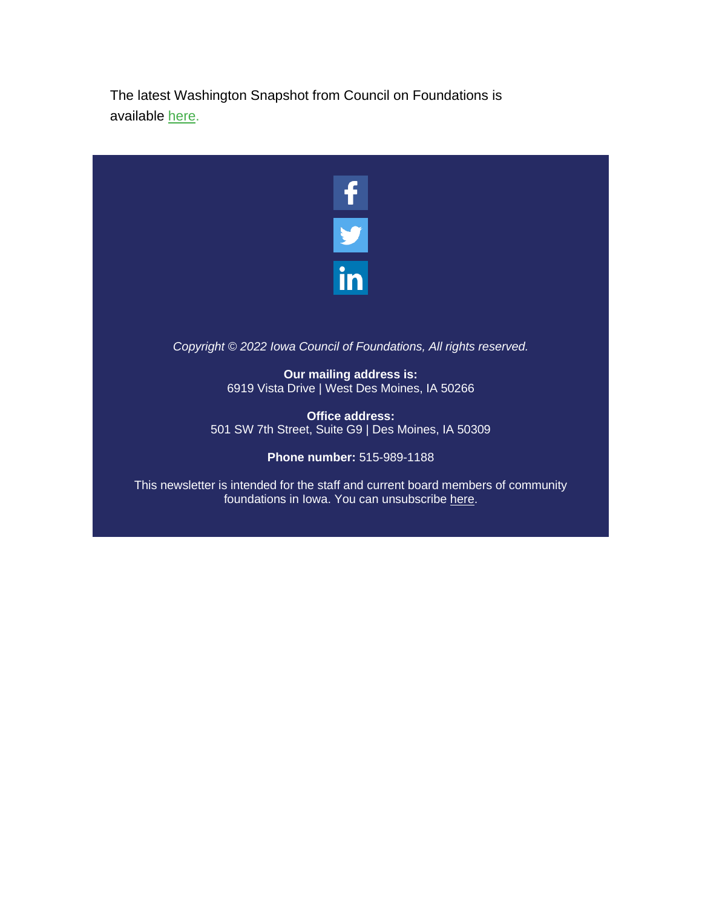The latest Washington Snapshot from Council on Foundations is available here.

*Copyright © 2022 Iowa Council of Foundations, All rights reserved.*

**Our mailing address is:**
6919 Vista Drive | West Des Moines, IA 50266

**Office address:**
501 SW 7th Street, Suite G9 | Des Moines, IA 50309

**Phone number:** 515-989-1188

This newsletter is intended for the staff and current board members of community foundations in Iowa. You can unsubscribe here.